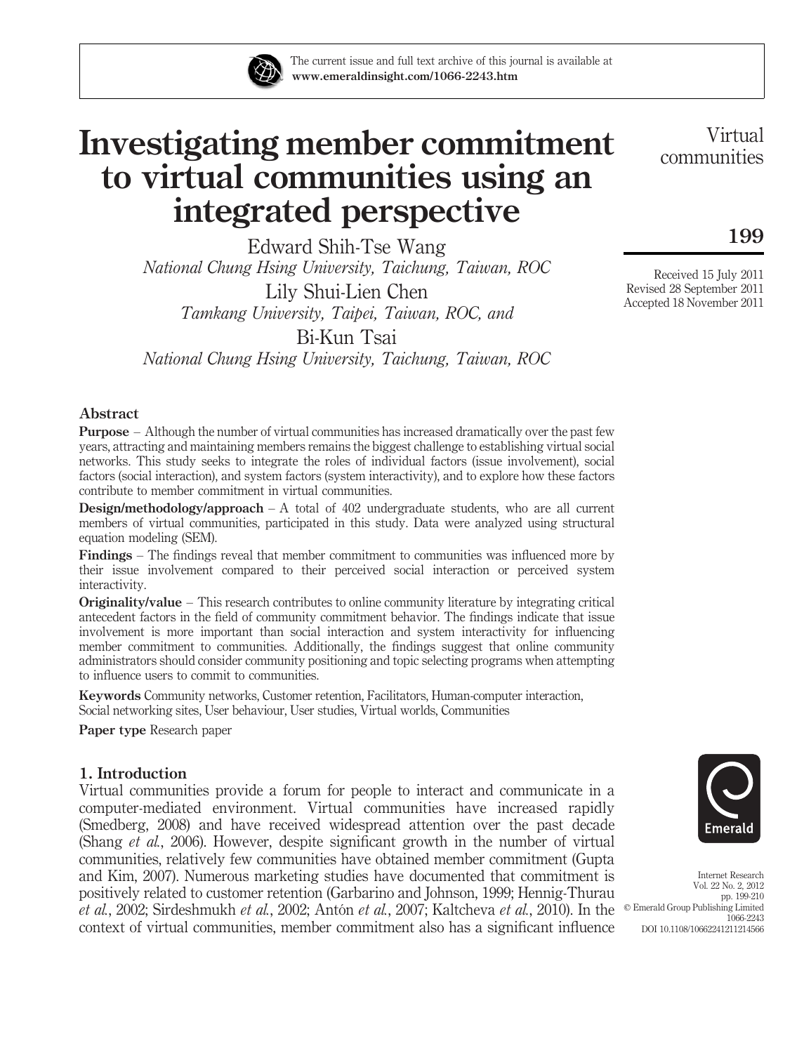# Investigating member commitment to virtual communities using an integrated perspective

Edward Shih-Tse Wang
*National Chung Hsing University, Taichung, Taiwan, ROC*

Lily Shui-Lien Chen
*Tamkang University, Taipei, Taiwan, ROC, and*

Bi-Kun Tsai
*National Chung Hsing University, Taichung, Taiwan, ROC*

Received 15 July 2011
Revised 28 September 2011
Accepted 18 November 2011

## Abstract

**Purpose** – Although the number of virtual communities has increased dramatically over the past few years, attracting and maintaining members remains the biggest challenge to establishing virtual social networks. This study seeks to integrate the roles of individual factors (issue involvement), social factors (social interaction), and system factors (system interactivity), and to explore how these factors contribute to member commitment in virtual communities.

**Design/methodology/approach** – A total of 402 undergraduate students, who are all current members of virtual communities, participated in this study. Data were analyzed using structural equation modeling (SEM).

**Findings** – The findings reveal that member commitment to communities was influenced more by their issue involvement compared to their perceived social interaction or perceived system interactivity.

**Originality/value** – This research contributes to online community literature by integrating critical antecedent factors in the field of community commitment behavior. The findings indicate that issue involvement is more important than social interaction and system interactivity for influencing member commitment to communities. Additionally, the findings suggest that online community administrators should consider community positioning and topic selecting programs when attempting to influence users to commit to communities.

**Keywords** Community networks, Customer retention, Facilitators, Human-computer interaction, Social networking sites, User behaviour, User studies, Virtual worlds, Communities

**Paper type** Research paper

## 1. Introduction

Virtual communities provide a forum for people to interact and communicate in a computer-mediated environment. Virtual communities have increased rapidly (Smedberg, 2008) and have received widespread attention over the past decade (Shang *et al.*, 2006). However, despite significant growth in the number of virtual communities, relatively few communities have obtained member commitment (Gupta and Kim, 2007). Numerous marketing studies have documented that commitment is positively related to customer retention (Garbarino and Johnson, 1999; Hennig-Thurau *et al.*, 2002; Sirdeshmukh *et al.*, 2002; Antón *et al.*, 2007; Kaltcheva *et al.*, 2010). In the context of virtual communities, member commitment also has a significant influence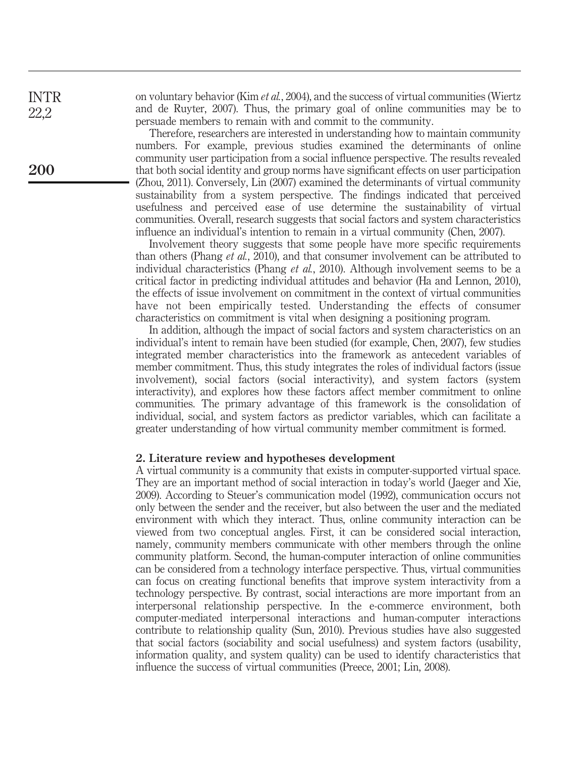on voluntary behavior (Kim *et al.*, 2004), and the success of virtual communities (Wiertz and de Ruyter, 2007). Thus, the primary goal of online communities may be to persuade members to remain with and commit to the community.

Therefore, researchers are interested in understanding how to maintain community numbers. For example, previous studies examined the determinants of online community user participation from a social influence perspective. The results revealed that both social identity and group norms have significant effects on user participation (Zhou, 2011). Conversely, Lin (2007) examined the determinants of virtual community sustainability from a system perspective. The findings indicated that perceived usefulness and perceived ease of use determine the sustainability of virtual communities. Overall, research suggests that social factors and system characteristics influence an individual's intention to remain in a virtual community (Chen, 2007).

Involvement theory suggests that some people have more specific requirements than others (Phang *et al.*, 2010), and that consumer involvement can be attributed to individual characteristics (Phang *et al.*, 2010). Although involvement seems to be a critical factor in predicting individual attitudes and behavior (Ha and Lennon, 2010), the effects of issue involvement on commitment in the context of virtual communities have not been empirically tested. Understanding the effects of consumer characteristics on commitment is vital when designing a positioning program.

In addition, although the impact of social factors and system characteristics on an individual's intent to remain have been studied (for example, Chen, 2007), few studies integrated member characteristics into the framework as antecedent variables of member commitment. Thus, this study integrates the roles of individual factors (issue involvement), social factors (social interactivity), and system factors (system interactivity), and explores how these factors affect member commitment to online communities. The primary advantage of this framework is the consolidation of individual, social, and system factors as predictor variables, which can facilitate a greater understanding of how virtual community member commitment is formed.

## 2. Literature review and hypotheses development

A virtual community is a community that exists in computer-supported virtual space. They are an important method of social interaction in today's world (Jaeger and Xie, 2009). According to Steuer's communication model (1992), communication occurs not only between the sender and the receiver, but also between the user and the mediated environment with which they interact. Thus, online community interaction can be viewed from two conceptual angles. First, it can be considered social interaction, namely, community members communicate with other members through the online community platform. Second, the human-computer interaction of online communities can be considered from a technology interface perspective. Thus, virtual communities can focus on creating functional benefits that improve system interactivity from a technology perspective. By contrast, social interactions are more important from an interpersonal relationship perspective. In the e-commerce environment, both computer-mediated interpersonal interactions and human-computer interactions contribute to relationship quality (Sun, 2010). Previous studies have also suggested that social factors (sociability and social usefulness) and system factors (usability, information quality, and system quality) can be used to identify characteristics that influence the success of virtual communities (Preece, 2001; Lin, 2008).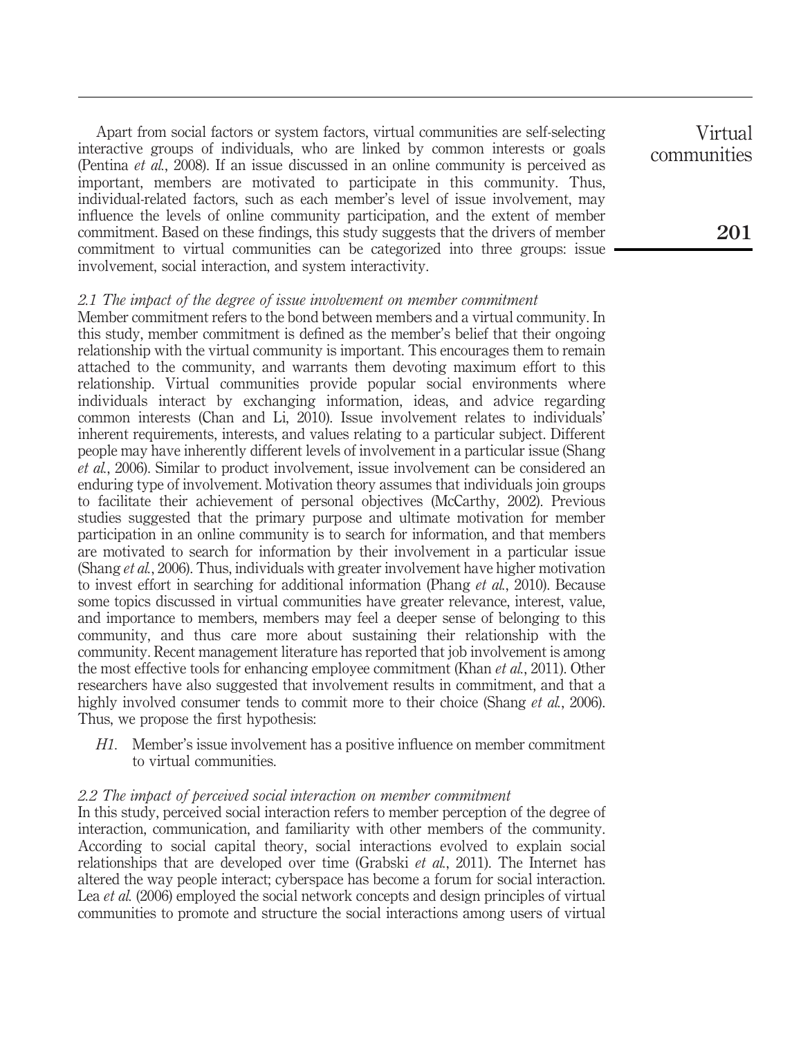Apart from social factors or system factors, virtual communities are self-selecting interactive groups of individuals, who are linked by common interests or goals (Pentina *et al.*, 2008). If an issue discussed in an online community is perceived as important, members are motivated to participate in this community. Thus, individual-related factors, such as each member's level of issue involvement, may influence the levels of online community participation, and the extent of member commitment. Based on these findings, this study suggests that the drivers of member commitment to virtual communities can be categorized into three groups: issue involvement, social interaction, and system interactivity.

### *2.1 The impact of the degree of issue involvement on member commitment*

Member commitment refers to the bond between members and a virtual community. In this study, member commitment is defined as the member's belief that their ongoing relationship with the virtual community is important. This encourages them to remain attached to the community, and warrants them devoting maximum effort to this relationship. Virtual communities provide popular social environments where individuals interact by exchanging information, ideas, and advice regarding common interests (Chan and Li, 2010). Issue involvement relates to individuals' inherent requirements, interests, and values relating to a particular subject. Different people may have inherently different levels of involvement in a particular issue (Shang *et al.*, 2006). Similar to product involvement, issue involvement can be considered an enduring type of involvement. Motivation theory assumes that individuals join groups to facilitate their achievement of personal objectives (McCarthy, 2002). Previous studies suggested that the primary purpose and ultimate motivation for member participation in an online community is to search for information, and that members are motivated to search for information by their involvement in a particular issue (Shang *et al.*, 2006). Thus, individuals with greater involvement have higher motivation to invest effort in searching for additional information (Phang *et al.*, 2010). Because some topics discussed in virtual communities have greater relevance, interest, value, and importance to members, members may feel a deeper sense of belonging to this community, and thus care more about sustaining their relationship with the community. Recent management literature has reported that job involvement is among the most effective tools for enhancing employee commitment (Khan *et al.*, 2011). Other researchers have also suggested that involvement results in commitment, and that a highly involved consumer tends to commit more to their choice (Shang *et al.*, 2006). Thus, we propose the first hypothesis:

*H1*. Member's issue involvement has a positive influence on member commitment to virtual communities.

### *2.2 The impact of perceived social interaction on member commitment*

In this study, perceived social interaction refers to member perception of the degree of interaction, communication, and familiarity with other members of the community. According to social capital theory, social interactions evolved to explain social relationships that are developed over time (Grabski *et al.*, 2011). The Internet has altered the way people interact; cyberspace has become a forum for social interaction. Lea *et al.* (2006) employed the social network concepts and design principles of virtual communities to promote and structure the social interactions among users of virtual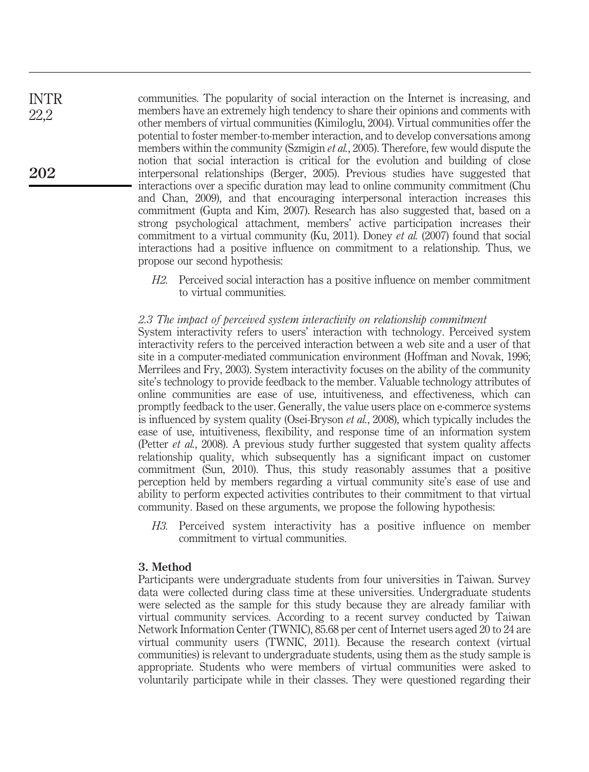communities. The popularity of social interaction on the Internet is increasing, and members have an extremely high tendency to share their opinions and comments with other members of virtual communities (Kimiloglu, 2004). Virtual communities offer the potential to foster member-to-member interaction, and to develop conversations among members within the community (Szmigin *et al.*, 2005). Therefore, few would dispute the notion that social interaction is critical for the evolution and building of close interpersonal relationships (Berger, 2005). Previous studies have suggested that interactions over a specific duration may lead to online community commitment (Chu and Chan, 2009), and that encouraging interpersonal interaction increases this commitment (Gupta and Kim, 2007). Research has also suggested that, based on a strong psychological attachment, members' active participation increases their commitment to a virtual community (Ku, 2011). Doney *et al.* (2007) found that social interactions had a positive influence on commitment to a relationship. Thus, we propose our second hypothesis:

> *H2.* Perceived social interaction has a positive influence on member commitment to virtual communities.

### *2.3 The impact of perceived system interactivity on relationship commitment*

System interactivity refers to users' interaction with technology. Perceived system interactivity refers to the perceived interaction between a web site and a user of that site in a computer-mediated communication environment (Hoffman and Novak, 1996; Merrilees and Fry, 2003). System interactivity focuses on the ability of the community site's technology to provide feedback to the member. Valuable technology attributes of online communities are ease of use, intuitiveness, and effectiveness, which can promptly feedback to the user. Generally, the value users place on e-commerce systems is influenced by system quality (Osei-Bryson *et al.*, 2008), which typically includes the ease of use, intuitiveness, flexibility, and response time of an information system (Petter *et al.*, 2008). A previous study further suggested that system quality affects relationship quality, which subsequently has a significant impact on customer commitment (Sun, 2010). Thus, this study reasonably assumes that a positive perception held by members regarding a virtual community site's ease of use and ability to perform expected activities contributes to their commitment to that virtual community. Based on these arguments, we propose the following hypothesis:

> *H3.* Perceived system interactivity has a positive influence on member commitment to virtual communities.

## 3. Method

Participants were undergraduate students from four universities in Taiwan. Survey data were collected during class time at these universities. Undergraduate students were selected as the sample for this study because they are already familiar with virtual community services. According to a recent survey conducted by Taiwan Network Information Center (TWNIC), 85.68 per cent of Internet users aged 20 to 24 are virtual community users (TWNIC, 2011). Because the research context (virtual communities) is relevant to undergraduate students, using them as the study sample is appropriate. Students who were members of virtual communities were asked to voluntarily participate while in their classes. They were questioned regarding their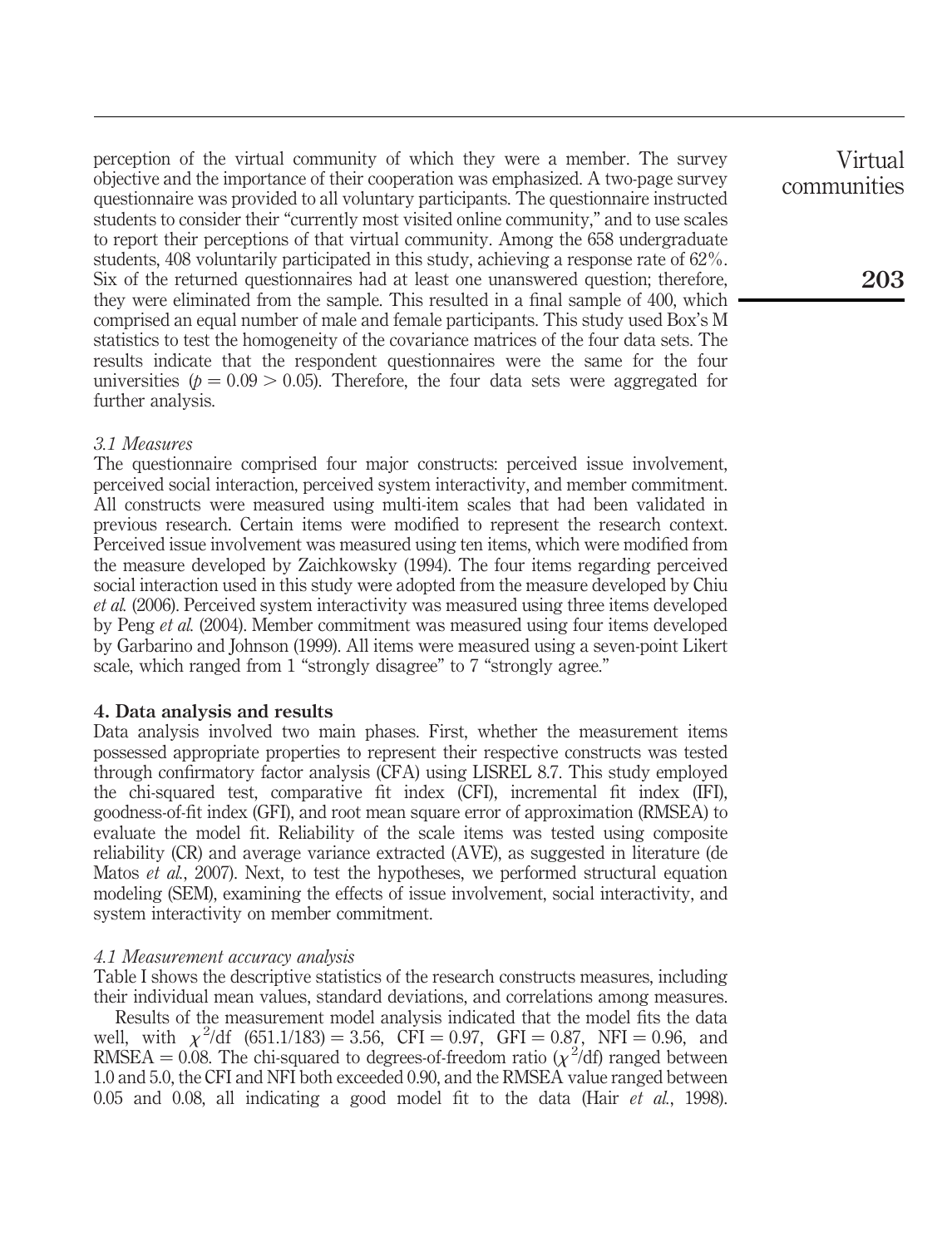perception of the virtual community of which they were a member. The survey objective and the importance of their cooperation was emphasized. A two-page survey questionnaire was provided to all voluntary participants. The questionnaire instructed students to consider their "currently most visited online community," and to use scales to report their perceptions of that virtual community. Among the 658 undergraduate students, 408 voluntarily participated in this study, achieving a response rate of 62%. Six of the returned questionnaires had at least one unanswered question; therefore, they were eliminated from the sample. This resulted in a final sample of 400, which comprised an equal number of male and female participants. This study used Box's M statistics to test the homogeneity of the covariance matrices of the four data sets. The results indicate that the respondent questionnaires were the same for the four universities ($p = 0.09 > 0.05$). Therefore, the four data sets were aggregated for further analysis.

### *3.1 Measures*

The questionnaire comprised four major constructs: perceived issue involvement, perceived social interaction, perceived system interactivity, and member commitment. All constructs were measured using multi-item scales that had been validated in previous research. Certain items were modified to represent the research context. Perceived issue involvement was measured using ten items, which were modified from the measure developed by Zaichkowsky (1994). The four items regarding perceived social interaction used in this study were adopted from the measure developed by Chiu *et al.* (2006). Perceived system interactivity was measured using three items developed by Peng *et al.* (2004). Member commitment was measured using four items developed by Garbarino and Johnson (1999). All items were measured using a seven-point Likert scale, which ranged from 1 "strongly disagree" to 7 "strongly agree."

## 4. Data analysis and results

Data analysis involved two main phases. First, whether the measurement items possessed appropriate properties to represent their respective constructs was tested through confirmatory factor analysis (CFA) using LISREL 8.7. This study employed the chi-squared test, comparative fit index (CFI), incremental fit index (IFI), goodness-of-fit index (GFI), and root mean square error of approximation (RMSEA) to evaluate the model fit. Reliability of the scale items was tested using composite reliability (CR) and average variance extracted (AVE), as suggested in literature (de Matos *et al.*, 2007). Next, to test the hypotheses, we performed structural equation modeling (SEM), examining the effects of issue involvement, social interactivity, and system interactivity on member commitment.

### *4.1 Measurement accuracy analysis*

Table I shows the descriptive statistics of the research constructs measures, including their individual mean values, standard deviations, and correlations among measures.

Results of the measurement model analysis indicated that the model fits the data well, with $\chi^2$/df $(651.1/183) = 3.56$, CFI $= 0.97$, GFI $= 0.87$, NFI $= 0.96$, and RMSEA $= 0.08$. The chi-squared to degrees-of-freedom ratio ($\chi^2$/df) ranged between 1.0 and 5.0, the CFI and NFI both exceeded 0.90, and the RMSEA value ranged between 0.05 and 0.08, all indicating a good model fit to the data (Hair *et al.*, 1998).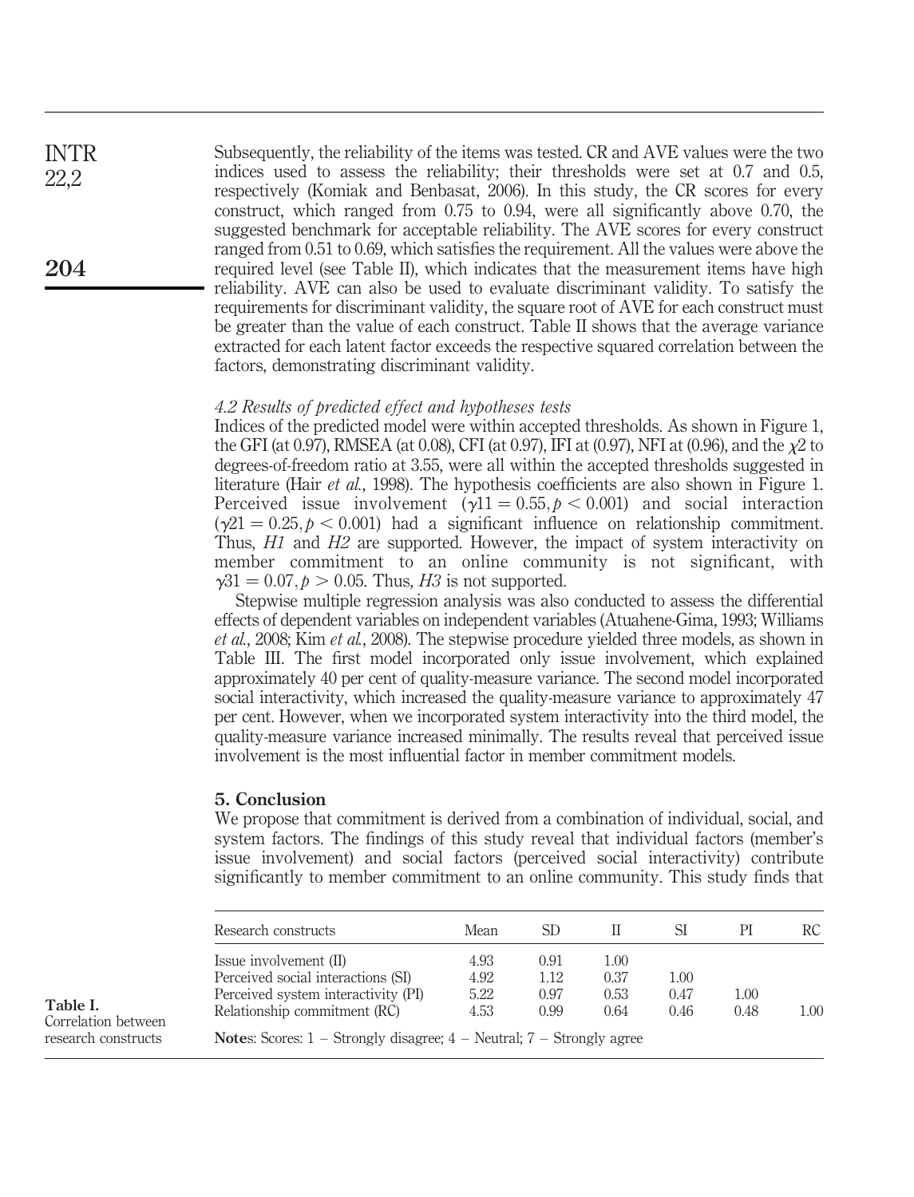Subsequently, the reliability of the items was tested. CR and AVE values were the two indices used to assess the reliability; their thresholds were set at 0.7 and 0.5, respectively (Komiak and Benbasat, 2006). In this study, the CR scores for every construct, which ranged from 0.75 to 0.94, were all significantly above 0.70, the suggested benchmark for acceptable reliability. The AVE scores for every construct ranged from 0.51 to 0.69, which satisfies the requirement. All the values were above the required level (see Table II), which indicates that the measurement items have high reliability. AVE can also be used to evaluate discriminant validity. To satisfy the requirements for discriminant validity, the square root of AVE for each construct must be greater than the value of each construct. Table II shows that the average variance extracted for each latent factor exceeds the respective squared correlation between the factors, demonstrating discriminant validity.

### *4.2 Results of predicted effect and hypotheses tests*

Indices of the predicted model were within accepted thresholds. As shown in Figure 1, the GFI (at 0.97), RMSEA (at 0.08), CFI (at 0.97), IFI at (0.97), NFI at (0.96), and the $\chi 2$ to degrees-of-freedom ratio at 3.55, were all within the accepted thresholds suggested in literature (Hair *et al.*, 1998). The hypothesis coefficients are also shown in Figure 1. Perceived issue involvement ($\gamma 11 = 0.55, p < 0.001$) and social interaction ($\gamma 21 = 0.25, p < 0.001$) had a significant influence on relationship commitment. Thus, *H1* and *H2* are supported. However, the impact of system interactivity on member commitment to an online community is not significant, with $\gamma 31 = 0.07, p > 0.05$. Thus, *H3* is not supported.

Stepwise multiple regression analysis was also conducted to assess the differential effects of dependent variables on independent variables (Atuahene-Gima, 1993; Williams *et al.*, 2008; Kim *et al.*, 2008). The stepwise procedure yielded three models, as shown in Table III. The first model incorporated only issue involvement, which explained approximately 40 per cent of quality-measure variance. The second model incorporated social interactivity, which increased the quality-measure variance to approximately 47 per cent. However, when we incorporated system interactivity into the third model, the quality-measure variance increased minimally. The results reveal that perceived issue involvement is the most influential factor in member commitment models.

## 5. Conclusion

We propose that commitment is derived from a combination of individual, social, and system factors. The findings of this study reveal that individual factors (member's issue involvement) and social factors (perceived social interactivity) contribute significantly to member commitment to an online community. This study finds that

**Table I.** Correlation between research constructs

| Research constructs | Mean | SD | II | SI | PI | RC |
|---|---|---|---|---|---|---|
| Issue involvement (II) | 4.93 | 0.91 | 1.00 | | | |
| Perceived social interactions (SI) | 4.92 | 1.12 | 0.37 | 1.00 | | |
| Perceived system interactivity (PI) | 5.22 | 0.97 | 0.53 | 0.47 | 1.00 | |
| Relationship commitment (RC) | 4.53 | 0.99 | 0.64 | 0.46 | 0.48 | 1.00 |

**Notes**: Scores: 1 – Strongly disagree; 4 – Neutral; 7 – Strongly agree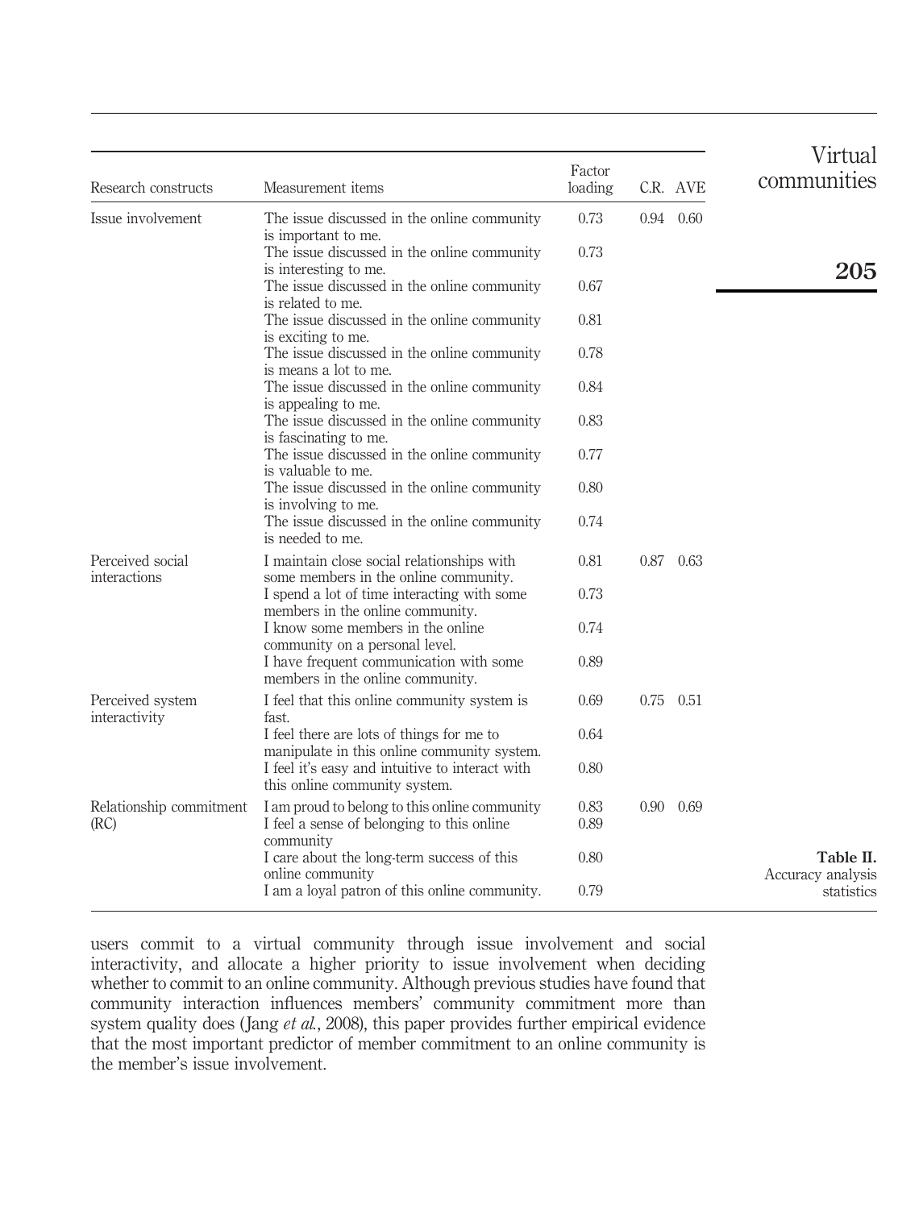**Table II.** Accuracy analysis statistics

| Research constructs | Measurement items | Factor loading | C.R. | AVE |
|---|---|---|---|---|
| Issue involvement | The issue discussed in the online community is important to me. | 0.73 | 0.94 | 0.60 |
| | The issue discussed in the online community is interesting to me. | 0.73 | | |
| | The issue discussed in the online community is related to me. | 0.67 | | |
| | The issue discussed in the online community is exciting to me. | 0.81 | | |
| | The issue discussed in the online community is means a lot to me. | 0.78 | | |
| | The issue discussed in the online community is appealing to me. | 0.84 | | |
| | The issue discussed in the online community is fascinating to me. | 0.83 | | |
| | The issue discussed in the online community is valuable to me. | 0.77 | | |
| | The issue discussed in the online community is involving to me. | 0.80 | | |
| | The issue discussed in the online community is needed to me. | 0.74 | | |
| Perceived social interactions | I maintain close social relationships with some members in the online community. | 0.81 | 0.87 | 0.63 |
| | I spend a lot of time interacting with some members in the online community. | 0.73 | | |
| | I know some members in the online community on a personal level. | 0.74 | | |
| | I have frequent communication with some members in the online community. | 0.89 | | |
| Perceived system interactivity | I feel that this online community system is fast. | 0.69 | 0.75 | 0.51 |
| | I feel there are lots of things for me to manipulate in this online community system. | 0.64 | | |
| | I feel it's easy and intuitive to interact with this online community system. | 0.80 | | |
| Relationship commitment (RC) | I am proud to belong to this online community | 0.83 | 0.90 | 0.69 |
| | I feel a sense of belonging to this online community | 0.89 | | |
| | I care about the long-term success of this online community | 0.80 | | |
| | I am a loyal patron of this online community. | 0.79 | | |

users commit to a virtual community through issue involvement and social interactivity, and allocate a higher priority to issue involvement when deciding whether to commit to an online community. Although previous studies have found that community interaction influences members' community commitment more than system quality does (Jang *et al.*, 2008), this paper provides further empirical evidence that the most important predictor of member commitment to an online community is the member's issue involvement.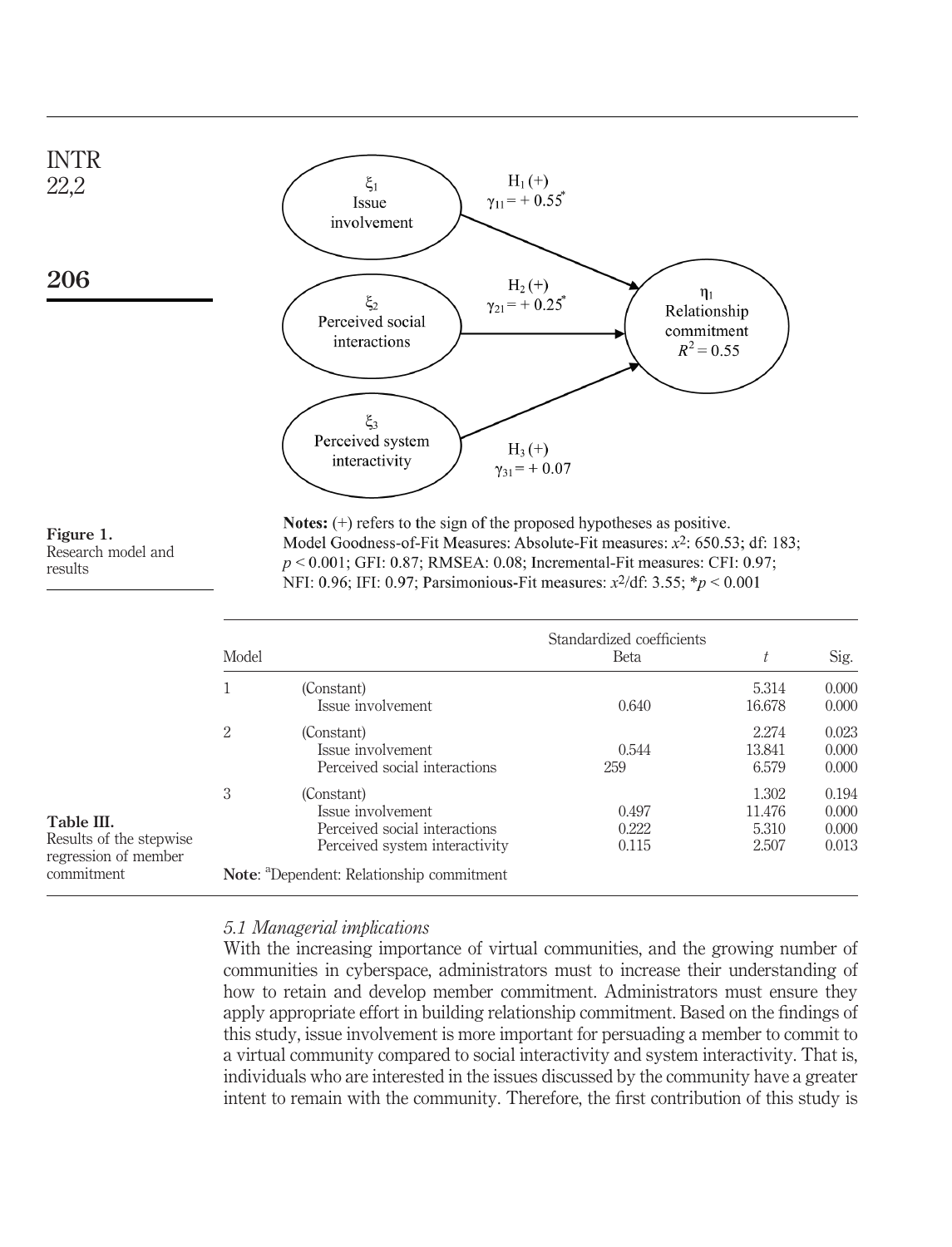$\xi_1$ Issue involvement

$\xi_2$ Perceived social interactions

$\xi_3$ Perceived system interactivity

$H_1$ (+) $\gamma_{11} = +0.55^*$

$H_2$ (+) $\gamma_{21} = +0.25^*$

$H_3$ (+) $\gamma_{31} = +0.07$

$\eta_1$ Relationship commitment $R^2 = 0.55$

**Notes:** (+) refers to the sign of the proposed hypotheses as positive.
Model Goodness-of-Fit Measures: Absolute-Fit measures: $x^2$: 650.53; df: 183; $p < 0.001$; GFI: 0.87; RMSEA: 0.08; Incremental-Fit measures: CFI: 0.97; NFI: 0.96; IFI: 0.97; Parsimonious-Fit measures: $x^2$/df: 3.55; $^*p < 0.001$

**Figure 1.** Research model and results

**Table III.** Results of the stepwise regression of member commitment

| Model | | Standardized coefficients Beta | $t$ | Sig. |
|---|---|---|---|---|
| 1 | (Constant) | | 5.314 | 0.000 |
| | Issue involvement | 0.640 | 16.678 | 0.000 |
| 2 | (Constant) | | 2.274 | 0.023 |
| | Issue involvement | 0.544 | 13.841 | 0.000 |
| | Perceived social interactions | 259 | 6.579 | 0.000 |
| 3 | (Constant) | | 1.302 | 0.194 |
| | Issue involvement | 0.497 | 11.476 | 0.000 |
| | Perceived social interactions | 0.222 | 5.310 | 0.000 |
| | Perceived system interactivity | 0.115 | 2.507 | 0.013 |

**Note**: [a]Dependent: Relationship commitment

### *5.1 Managerial implications*

With the increasing importance of virtual communities, and the growing number of communities in cyberspace, administrators must to increase their understanding of how to retain and develop member commitment. Administrators must ensure they apply appropriate effort in building relationship commitment. Based on the findings of this study, issue involvement is more important for persuading a member to commit to a virtual community compared to social interactivity and system interactivity. That is, individuals who are interested in the issues discussed by the community have a greater intent to remain with the community. Therefore, the first contribution of this study is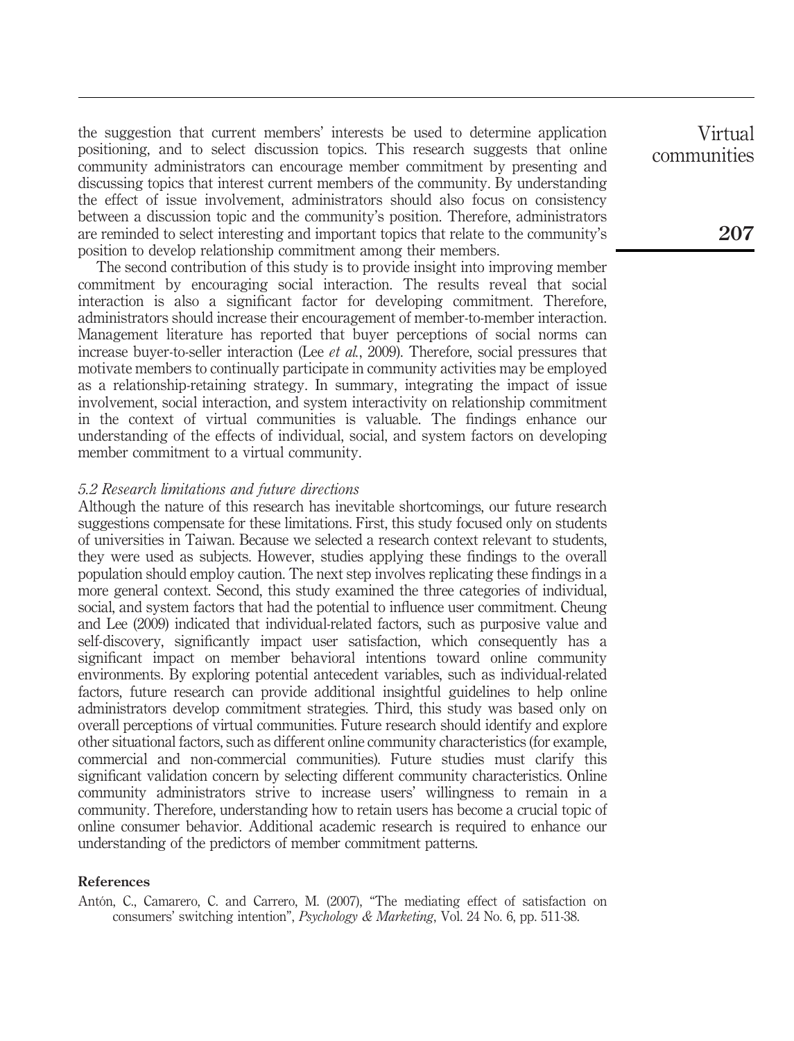the suggestion that current members' interests be used to determine application positioning, and to select discussion topics. This research suggests that online community administrators can encourage member commitment by presenting and discussing topics that interest current members of the community. By understanding the effect of issue involvement, administrators should also focus on consistency between a discussion topic and the community's position. Therefore, administrators are reminded to select interesting and important topics that relate to the community's position to develop relationship commitment among their members.

The second contribution of this study is to provide insight into improving member commitment by encouraging social interaction. The results reveal that social interaction is also a significant factor for developing commitment. Therefore, administrators should increase their encouragement of member-to-member interaction. Management literature has reported that buyer perceptions of social norms can increase buyer-to-seller interaction (Lee *et al.*, 2009). Therefore, social pressures that motivate members to continually participate in community activities may be employed as a relationship-retaining strategy. In summary, integrating the impact of issue involvement, social interaction, and system interactivity on relationship commitment in the context of virtual communities is valuable. The findings enhance our understanding of the effects of individual, social, and system factors on developing member commitment to a virtual community.

### *5.2 Research limitations and future directions*

Although the nature of this research has inevitable shortcomings, our future research suggestions compensate for these limitations. First, this study focused only on students of universities in Taiwan. Because we selected a research context relevant to students, they were used as subjects. However, studies applying these findings to the overall population should employ caution. The next step involves replicating these findings in a more general context. Second, this study examined the three categories of individual, social, and system factors that had the potential to influence user commitment. Cheung and Lee (2009) indicated that individual-related factors, such as purposive value and self-discovery, significantly impact user satisfaction, which consequently has a significant impact on member behavioral intentions toward online community environments. By exploring potential antecedent variables, such as individual-related factors, future research can provide additional insightful guidelines to help online administrators develop commitment strategies. Third, this study was based only on overall perceptions of virtual communities. Future research should identify and explore other situational factors, such as different online community characteristics (for example, commercial and non-commercial communities). Future studies must clarify this significant validation concern by selecting different community characteristics. Online community administrators strive to increase users' willingness to remain in a community. Therefore, understanding how to retain users has become a crucial topic of online consumer behavior. Additional academic research is required to enhance our understanding of the predictors of member commitment patterns.

## References

Antón, C., Camarero, C. and Carrero, M. (2007), "The mediating effect of satisfaction on consumers' switching intention", *Psychology & Marketing*, Vol. 24 No. 6, pp. 511-38.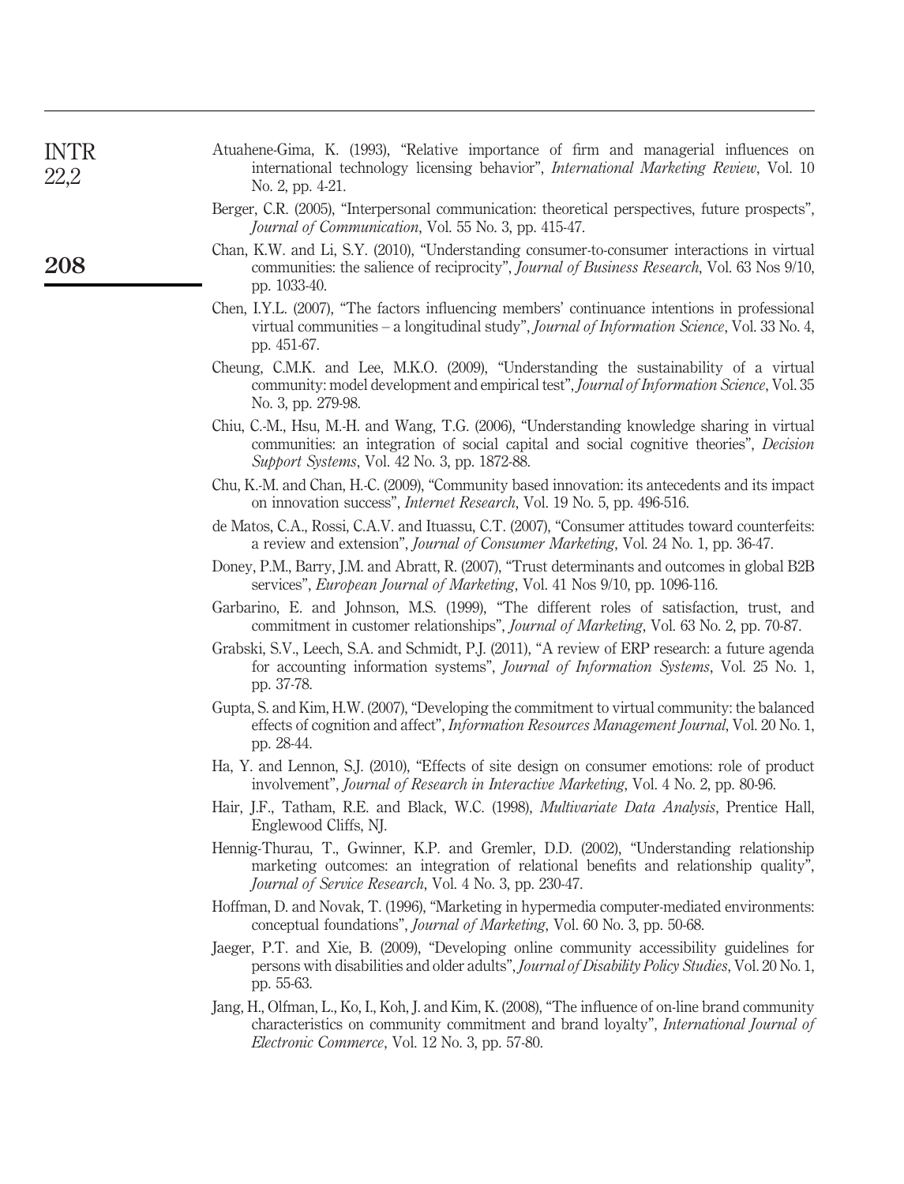Atuahene-Gima, K. (1993), "Relative importance of firm and managerial influences on international technology licensing behavior", *International Marketing Review*, Vol. 10 No. 2, pp. 4-21.

Berger, C.R. (2005), "Interpersonal communication: theoretical perspectives, future prospects", *Journal of Communication*, Vol. 55 No. 3, pp. 415-47.

Chan, K.W. and Li, S.Y. (2010), "Understanding consumer-to-consumer interactions in virtual communities: the salience of reciprocity", *Journal of Business Research*, Vol. 63 Nos 9/10, pp. 1033-40.

Chen, I.Y.L. (2007), "The factors influencing members' continuance intentions in professional virtual communities – a longitudinal study", *Journal of Information Science*, Vol. 33 No. 4, pp. 451-67.

Cheung, C.M.K. and Lee, M.K.O. (2009), "Understanding the sustainability of a virtual community: model development and empirical test", *Journal of Information Science*, Vol. 35 No. 3, pp. 279-98.

Chiu, C.-M., Hsu, M.-H. and Wang, T.G. (2006), "Understanding knowledge sharing in virtual communities: an integration of social capital and social cognitive theories", *Decision Support Systems*, Vol. 42 No. 3, pp. 1872-88.

Chu, K.-M. and Chan, H.-C. (2009), "Community based innovation: its antecedents and its impact on innovation success", *Internet Research*, Vol. 19 No. 5, pp. 496-516.

de Matos, C.A., Rossi, C.A.V. and Ituassu, C.T. (2007), "Consumer attitudes toward counterfeits: a review and extension", *Journal of Consumer Marketing*, Vol. 24 No. 1, pp. 36-47.

Doney, P.M., Barry, J.M. and Abratt, R. (2007), "Trust determinants and outcomes in global B2B services", *European Journal of Marketing*, Vol. 41 Nos 9/10, pp. 1096-116.

Garbarino, E. and Johnson, M.S. (1999), "The different roles of satisfaction, trust, and commitment in customer relationships", *Journal of Marketing*, Vol. 63 No. 2, pp. 70-87.

Grabski, S.V., Leech, S.A. and Schmidt, P.J. (2011), "A review of ERP research: a future agenda for accounting information systems", *Journal of Information Systems*, Vol. 25 No. 1, pp. 37-78.

Gupta, S. and Kim, H.W. (2007), "Developing the commitment to virtual community: the balanced effects of cognition and affect", *Information Resources Management Journal*, Vol. 20 No. 1, pp. 28-44.

Ha, Y. and Lennon, S.J. (2010), "Effects of site design on consumer emotions: role of product involvement", *Journal of Research in Interactive Marketing*, Vol. 4 No. 2, pp. 80-96.

Hair, J.F., Tatham, R.E. and Black, W.C. (1998), *Multivariate Data Analysis*, Prentice Hall, Englewood Cliffs, NJ.

Hennig-Thurau, T., Gwinner, K.P. and Gremler, D.D. (2002), "Understanding relationship marketing outcomes: an integration of relational benefits and relationship quality", *Journal of Service Research*, Vol. 4 No. 3, pp. 230-47.

Hoffman, D. and Novak, T. (1996), "Marketing in hypermedia computer-mediated environments: conceptual foundations", *Journal of Marketing*, Vol. 60 No. 3, pp. 50-68.

Jaeger, P.T. and Xie, B. (2009), "Developing online community accessibility guidelines for persons with disabilities and older adults", *Journal of Disability Policy Studies*, Vol. 20 No. 1, pp. 55-63.

Jang, H., Olfman, L., Ko, I., Koh, J. and Kim, K. (2008), "The influence of on-line brand community characteristics on community commitment and brand loyalty", *International Journal of Electronic Commerce*, Vol. 12 No. 3, pp. 57-80.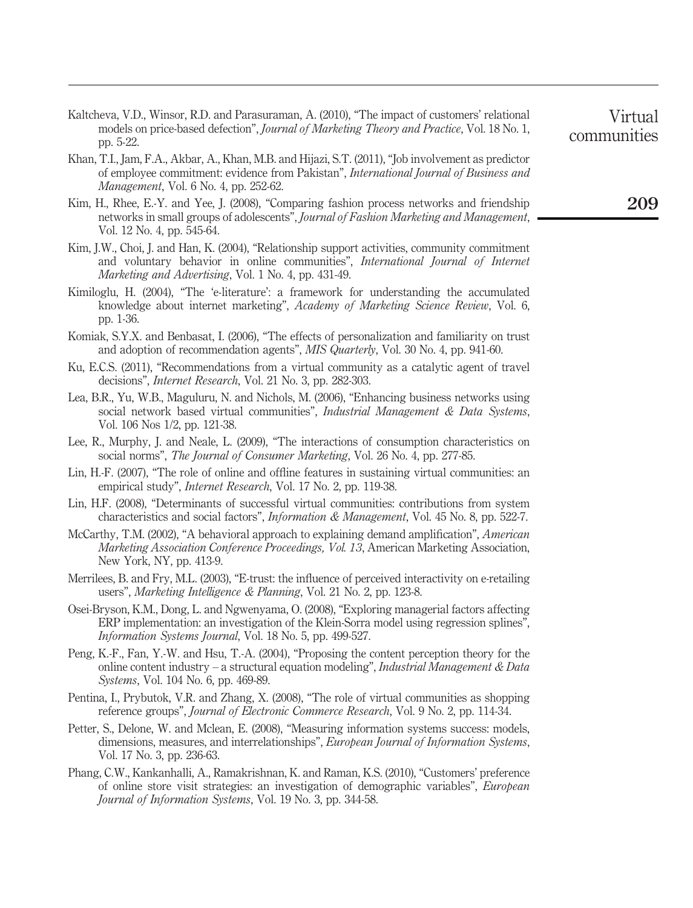Kaltcheva, V.D., Winsor, R.D. and Parasuraman, A. (2010), "The impact of customers' relational models on price-based defection", *Journal of Marketing Theory and Practice*, Vol. 18 No. 1, pp. 5-22.

Khan, T.I., Jam, F.A., Akbar, A., Khan, M.B. and Hijazi, S.T. (2011), "Job involvement as predictor of employee commitment: evidence from Pakistan", *International Journal of Business and Management*, Vol. 6 No. 4, pp. 252-62.

Kim, H., Rhee, E.-Y. and Yee, J. (2008), "Comparing fashion process networks and friendship networks in small groups of adolescents", *Journal of Fashion Marketing and Management*, Vol. 12 No. 4, pp. 545-64.

Kim, J.W., Choi, J. and Han, K. (2004), "Relationship support activities, community commitment and voluntary behavior in online communities", *International Journal of Internet Marketing and Advertising*, Vol. 1 No. 4, pp. 431-49.

Kimiloglu, H. (2004), "The 'e-literature': a framework for understanding the accumulated knowledge about internet marketing", *Academy of Marketing Science Review*, Vol. 6, pp. 1-36.

Komiak, S.Y.X. and Benbasat, I. (2006), "The effects of personalization and familiarity on trust and adoption of recommendation agents", *MIS Quarterly*, Vol. 30 No. 4, pp. 941-60.

Ku, E.C.S. (2011), "Recommendations from a virtual community as a catalytic agent of travel decisions", *Internet Research*, Vol. 21 No. 3, pp. 282-303.

Lea, B.R., Yu, W.B., Maguluru, N. and Nichols, M. (2006), "Enhancing business networks using social network based virtual communities", *Industrial Management & Data Systems*, Vol. 106 Nos 1/2, pp. 121-38.

Lee, R., Murphy, J. and Neale, L. (2009), "The interactions of consumption characteristics on social norms", *The Journal of Consumer Marketing*, Vol. 26 No. 4, pp. 277-85.

Lin, H.-F. (2007), "The role of online and offline features in sustaining virtual communities: an empirical study", *Internet Research*, Vol. 17 No. 2, pp. 119-38.

Lin, H.F. (2008), "Determinants of successful virtual communities: contributions from system characteristics and social factors", *Information & Management*, Vol. 45 No. 8, pp. 522-7.

McCarthy, T.M. (2002), "A behavioral approach to explaining demand amplification", *American Marketing Association Conference Proceedings, Vol. 13*, American Marketing Association, New York, NY, pp. 413-9.

Merrilees, B. and Fry, M.L. (2003), "E-trust: the influence of perceived interactivity on e-retailing users", *Marketing Intelligence & Planning*, Vol. 21 No. 2, pp. 123-8.

Osei-Bryson, K.M., Dong, L. and Ngwenyama, O. (2008), "Exploring managerial factors affecting ERP implementation: an investigation of the Klein-Sorra model using regression splines", *Information Systems Journal*, Vol. 18 No. 5, pp. 499-527.

Peng, K.-F., Fan, Y.-W. and Hsu, T.-A. (2004), "Proposing the content perception theory for the online content industry – a structural equation modeling", *Industrial Management & Data Systems*, Vol. 104 No. 6, pp. 469-89.

Pentina, I., Prybutok, V.R. and Zhang, X. (2008), "The role of virtual communities as shopping reference groups", *Journal of Electronic Commerce Research*, Vol. 9 No. 2, pp. 114-34.

Petter, S., Delone, W. and Mclean, E. (2008), "Measuring information systems success: models, dimensions, measures, and interrelationships", *European Journal of Information Systems*, Vol. 17 No. 3, pp. 236-63.

Phang, C.W., Kankanhalli, A., Ramakrishnan, K. and Raman, K.S. (2010), "Customers' preference of online store visit strategies: an investigation of demographic variables", *European Journal of Information Systems*, Vol. 19 No. 3, pp. 344-58.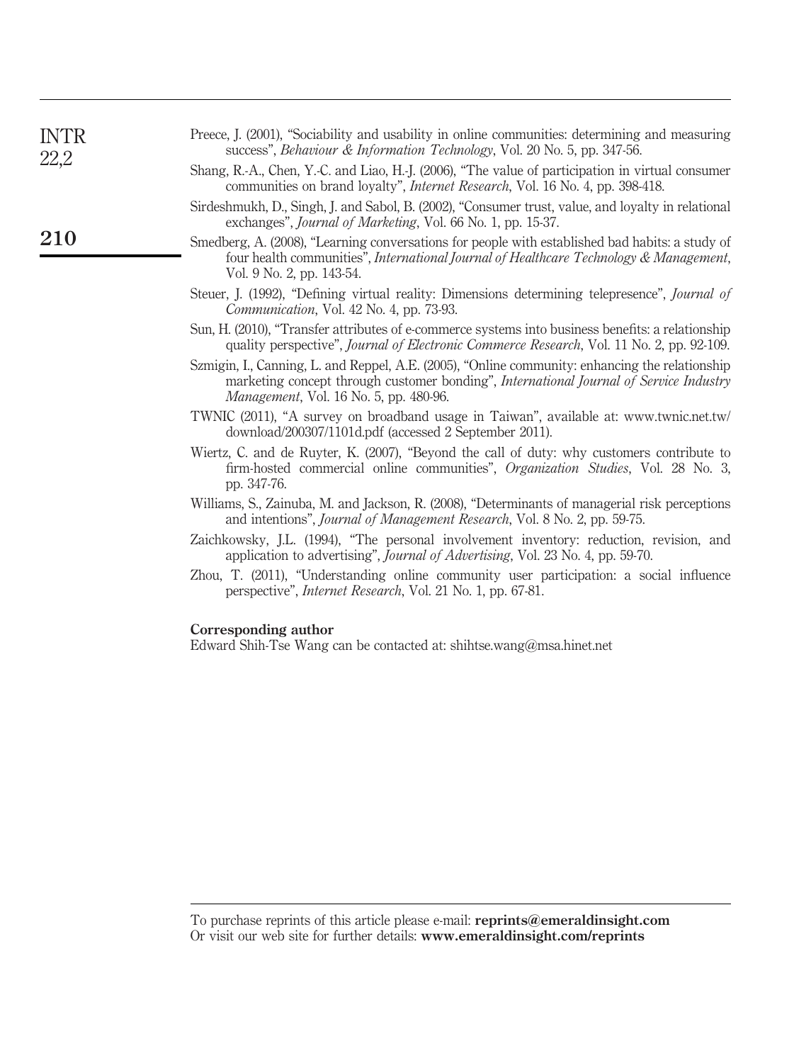Preece, J. (2001), "Sociability and usability in online communities: determining and measuring success", *Behaviour & Information Technology*, Vol. 20 No. 5, pp. 347-56.

Shang, R.-A., Chen, Y.-C. and Liao, H.-J. (2006), "The value of participation in virtual consumer communities on brand loyalty", *Internet Research*, Vol. 16 No. 4, pp. 398-418.

Sirdeshmukh, D., Singh, J. and Sabol, B. (2002), "Consumer trust, value, and loyalty in relational exchanges", *Journal of Marketing*, Vol. 66 No. 1, pp. 15-37.

Smedberg, A. (2008), "Learning conversations for people with established bad habits: a study of four health communities", *International Journal of Healthcare Technology & Management*, Vol. 9 No. 2, pp. 143-54.

Steuer, J. (1992), "Defining virtual reality: Dimensions determining telepresence", *Journal of Communication*, Vol. 42 No. 4, pp. 73-93.

Sun, H. (2010), "Transfer attributes of e-commerce systems into business benefits: a relationship quality perspective", *Journal of Electronic Commerce Research*, Vol. 11 No. 2, pp. 92-109.

Szmigin, I., Canning, L. and Reppel, A.E. (2005), "Online community: enhancing the relationship marketing concept through customer bonding", *International Journal of Service Industry Management*, Vol. 16 No. 5, pp. 480-96.

TWNIC (2011), "A survey on broadband usage in Taiwan", available at: www.twnic.net.tw/download/200307/1101d.pdf (accessed 2 September 2011).

Wiertz, C. and de Ruyter, K. (2007), "Beyond the call of duty: why customers contribute to firm-hosted commercial online communities", *Organization Studies*, Vol. 28 No. 3, pp. 347-76.

Williams, S., Zainuba, M. and Jackson, R. (2008), "Determinants of managerial risk perceptions and intentions", *Journal of Management Research*, Vol. 8 No. 2, pp. 59-75.

Zaichkowsky, J.L. (1994), "The personal involvement inventory: reduction, revision, and application to advertising", *Journal of Advertising*, Vol. 23 No. 4, pp. 59-70.

Zhou, T. (2011), "Understanding online community user participation: a social influence perspective", *Internet Research*, Vol. 21 No. 1, pp. 67-81.

**Corresponding author**

Edward Shih-Tse Wang can be contacted at: shihtse.wang@msa.hinet.net

To purchase reprints of this article please e-mail: **reprints@emeraldinsight.com**
Or visit our web site for further details: **www.emeraldinsight.com/reprints**